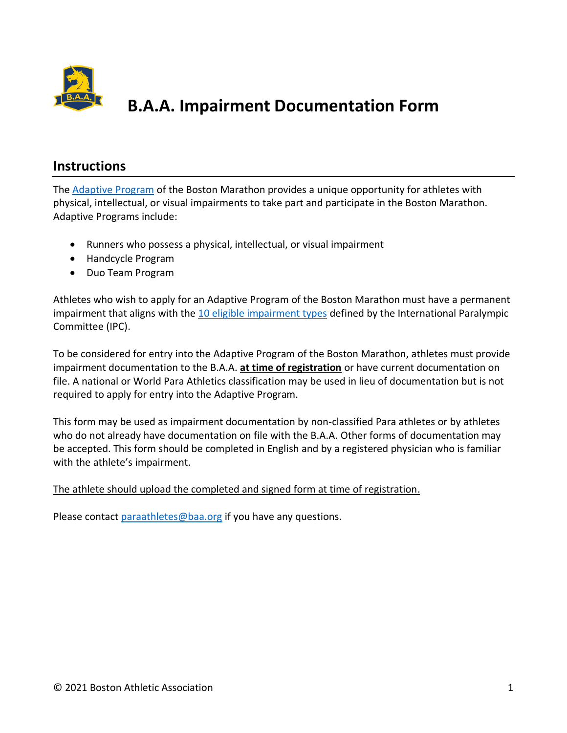# B.A.A. Impairment Documentation Form

## Instructions

The Adaptive Program of the Boston Marathon provides a unique opportunity for athletes with physical, intellectual, or visual impairments to take part and participate in the Boston Marathon. Adaptive Programs include:

- Runners who possess a physical, intellectual, or visual impairment
- Handcycle Program
- Duo Team Program

Athletes who wish to apply for an Adaptive Program of the Boston Marathon must have a permanent impairment that aligns with the 10 eligible impairment types defined by the International Paralympic Committee (IPC).

To be considered for entry into the Adaptive Program of the Boston Marathon, athletes must provide impairment documentation to the B.A.A. **at time of registration** or have current documentation on file. A national or World Para Athletics classification may be used in lieu of documentation but is not required to apply for entry into the Adaptive Program.

This form may be used as impairment documentation by non-classified Para athletes or by athletes who do not already have documentation on file with the B.A.A. Other forms of documentation may be accepted. This form should be completed in English and by a registered physician who is familiar with the athlete's impairment.

The athlete should upload the completed and signed form at time of registration.

Please contact paraathletes@baa.org if you have any questions.

© 2021 Boston Athletic Association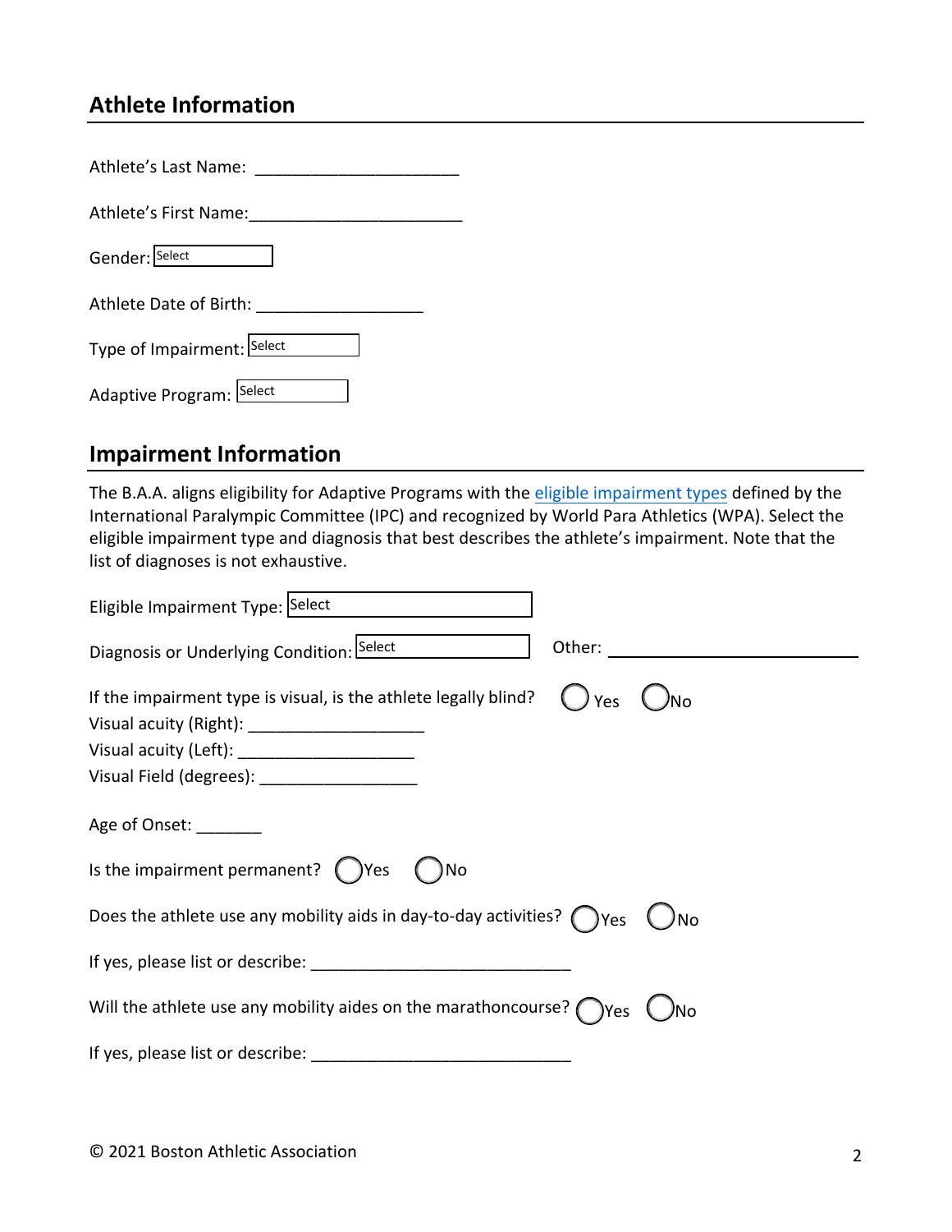## Athlete Information

Athlete's Last Name: ______________________

Athlete's First Name:______________________

Gender: Select

Athlete Date of Birth: __________________

Type of Impairment: Select

Adaptive Program: Select

## Impairment Information

The B.A.A. aligns eligibility for Adaptive Programs with the eligible impairment types defined by the International Paralympic Committee (IPC) and recognized by World Para Athletics (WPA). Select the eligible impairment type and diagnosis that best describes the athlete's impairment. Note that the list of diagnoses is not exhaustive.

Eligible Impairment Type: Select

Diagnosis or Underlying Condition: Select    Other: ___________________________

If the impairment type is visual, is the athlete legally blind? ◯ Yes ◯ No

Visual acuity (Right): ___________________

Visual acuity (Left): ___________________

Visual Field (degrees): _________________

Age of Onset: _______

Is the impairment permanent? ◯ Yes ◯ No

Does the athlete use any mobility aids in day-to-day activities? ◯ Yes ◯ No

If yes, please list or describe: ____________________________

Will the athlete use any mobility aides on the marathoncourse? ◯ Yes ◯ No

If yes, please list or describe: ____________________________

© 2021 Boston Athletic Association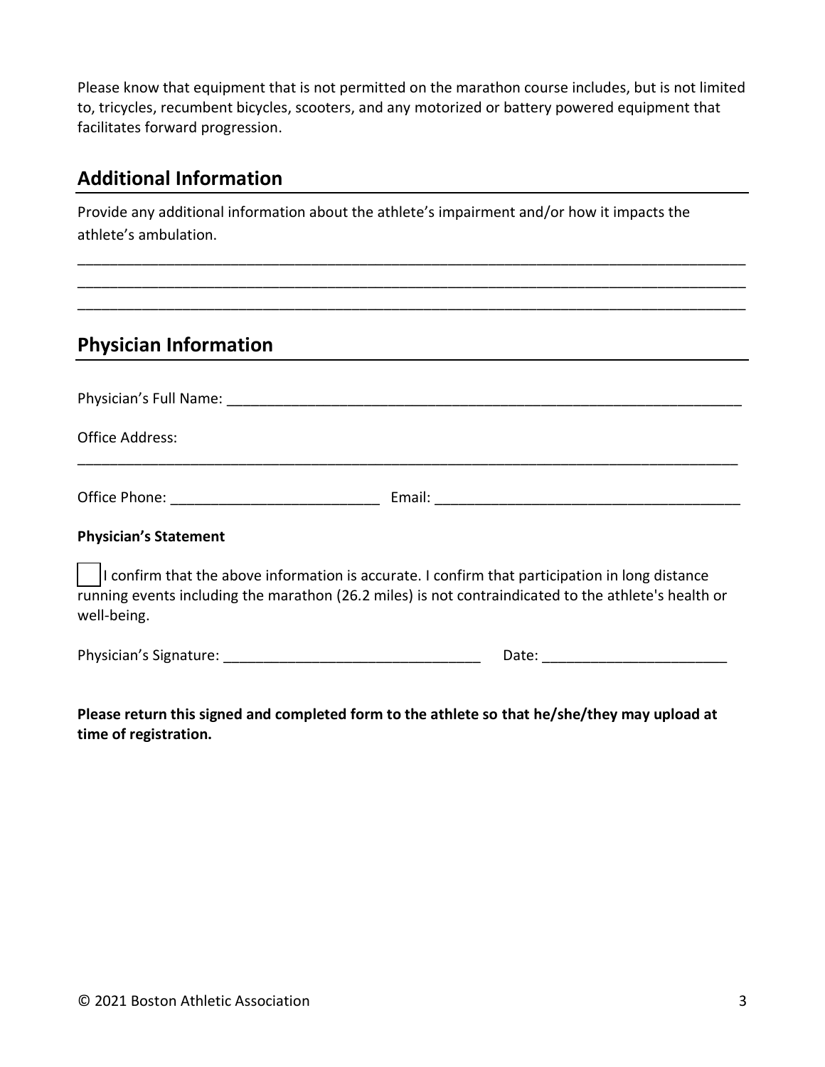Please know that equipment that is not permitted on the marathon course includes, but is not limited to, tricycles, recumbent bicycles, scooters, and any motorized or battery powered equipment that facilitates forward progression.

## Additional Information

Provide any additional information about the athlete's impairment and/or how it impacts the athlete's ambulation.

_______________________________________________________________________________
_______________________________________________________________________________
_______________________________________________________________________________

## Physician Information

Physician's Full Name: ______________________________________________________________

Office Address:

_______________________________________________________________________________

Office Phone: __________________________ Email: ______________________________________

**Physician's Statement**

☐ I confirm that the above information is accurate. I confirm that participation in long distance running events including the marathon (26.2 miles) is not contraindicated to the athlete's health or well-being.

Physician's Signature: ________________________________ Date: _______________________

**Please return this signed and completed form to the athlete so that he/she/they may upload at time of registration.**

© 2021 Boston Athletic Association